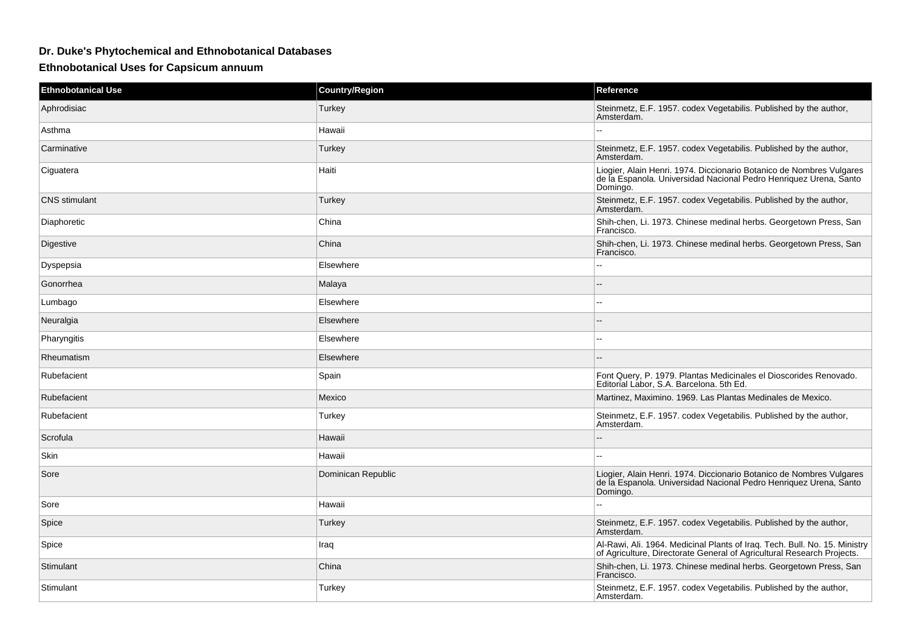## Dr. Duke's Phytochemical and Ethnobotanical Databases

### Ethnobotanical Uses for Capsicum annuum

| Ethnobotanical Use | Country/Region | Reference |
|---|---|---|
| Aphrodisiac | Turkey | Steinmetz, E.F. 1957. codex Vegetabilis. Published by the author, Amsterdam. |
| Asthma | Hawaii | -- |
| Carminative | Turkey | Steinmetz, E.F. 1957. codex Vegetabilis. Published by the author, Amsterdam. |
| Ciguatera | Haiti | Liogier, Alain Henri. 1974. Diccionario Botanico de Nombres Vulgares de la Espanola. Universidad Nacional Pedro Henriquez Urena, Santo Domingo. |
| CNS stimulant | Turkey | Steinmetz, E.F. 1957. codex Vegetabilis. Published by the author, Amsterdam. |
| Diaphoretic | China | Shih-chen, Li. 1973. Chinese medinal herbs. Georgetown Press, San Francisco. |
| Digestive | China | Shih-chen, Li. 1973. Chinese medinal herbs. Georgetown Press, San Francisco. |
| Dyspepsia | Elsewhere | -- |
| Gonorrhea | Malaya | -- |
| Lumbago | Elsewhere | -- |
| Neuralgia | Elsewhere | -- |
| Pharyngitis | Elsewhere | -- |
| Rheumatism | Elsewhere | -- |
| Rubefacient | Spain | Font Query, P. 1979. Plantas Medicinales el Dioscorides Renovado. Editorial Labor, S.A. Barcelona. 5th Ed. |
| Rubefacient | Mexico | Martinez, Maximino. 1969. Las Plantas Medinales de Mexico. |
| Rubefacient | Turkey | Steinmetz, E.F. 1957. codex Vegetabilis. Published by the author, Amsterdam. |
| Scrofula | Hawaii | -- |
| Skin | Hawaii | -- |
| Sore | Dominican Republic | Liogier, Alain Henri. 1974. Diccionario Botanico de Nombres Vulgares de la Espanola. Universidad Nacional Pedro Henriquez Urena, Santo Domingo. |
| Sore | Hawaii | -- |
| Spice | Turkey | Steinmetz, E.F. 1957. codex Vegetabilis. Published by the author, Amsterdam. |
| Spice | Iraq | Al-Rawi, Ali. 1964. Medicinal Plants of Iraq. Tech. Bull. No. 15. Ministry of Agriculture, Directorate General of Agricultural Research Projects. |
| Stimulant | China | Shih-chen, Li. 1973. Chinese medinal herbs. Georgetown Press, San Francisco. |
| Stimulant | Turkey | Steinmetz, E.F. 1957. codex Vegetabilis. Published by the author, Amsterdam. |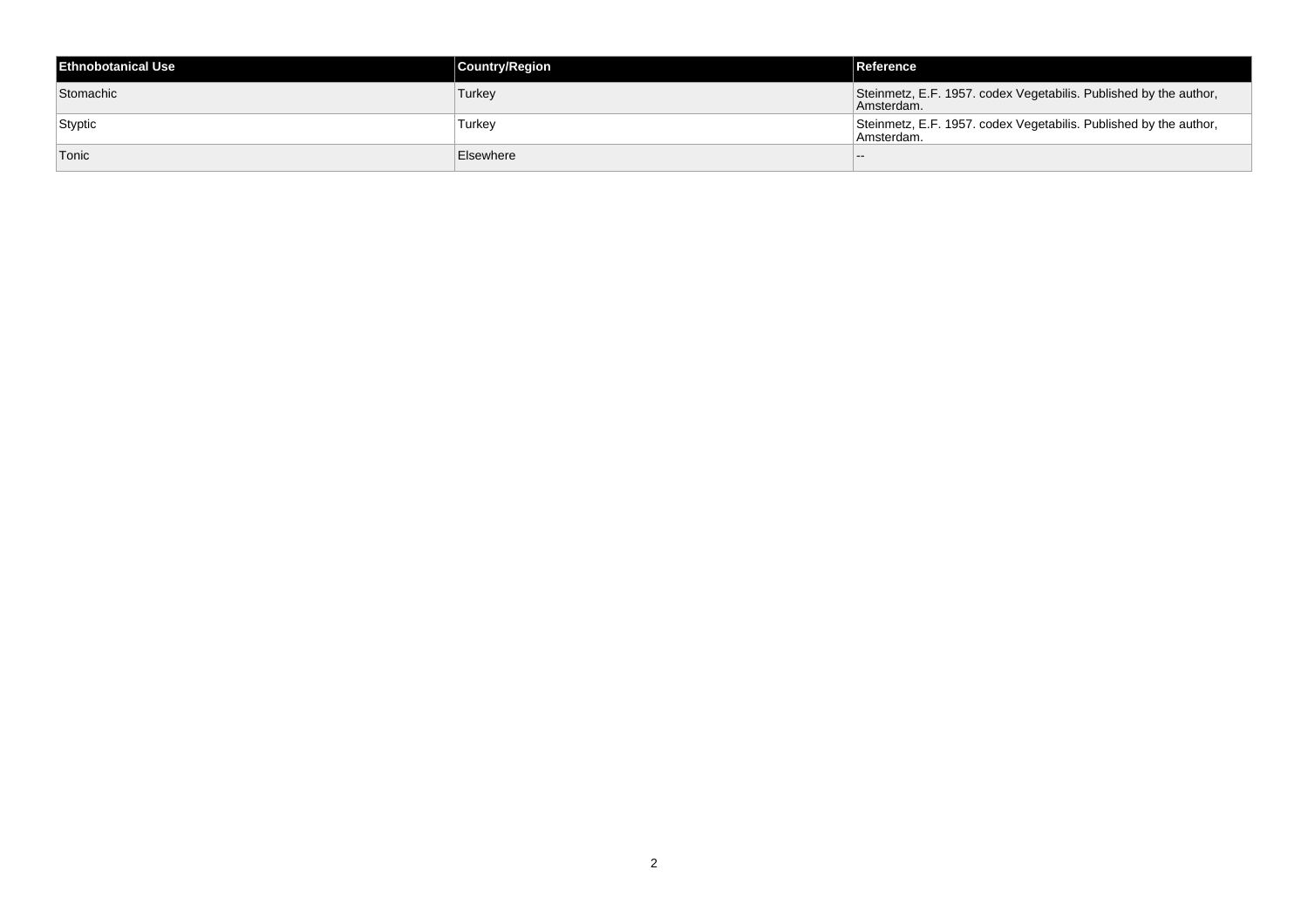| Ethnobotanical Use | Country/Region | Reference |
| --- | --- | --- |
| Stomachic | Turkey | Steinmetz, E.F. 1957. codex Vegetabilis. Published by the author, Amsterdam. |
| Styptic | Turkey | Steinmetz, E.F. 1957. codex Vegetabilis. Published by the author, Amsterdam. |
| Tonic | Elsewhere | -- |